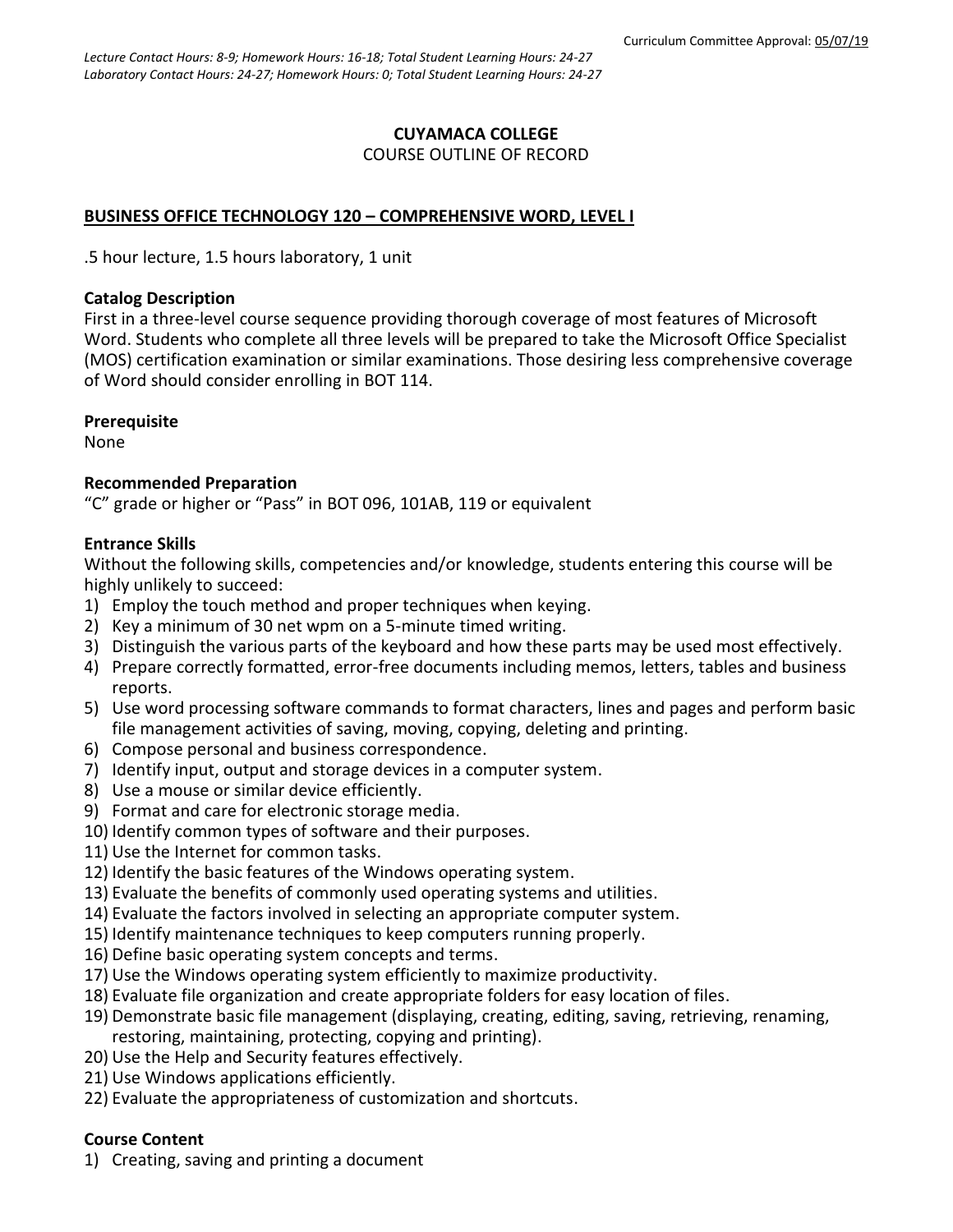Curriculum Committee Approval: 05/07/19

*Lecture Contact Hours: 8-9; Homework Hours: 16-18; Total Student Learning Hours: 24-27*
*Laboratory Contact Hours: 24-27; Homework Hours: 0; Total Student Learning Hours: 24-27*

**CUYAMACA COLLEGE**
COURSE OUTLINE OF RECORD

**BUSINESS OFFICE TECHNOLOGY 120 – COMPREHENSIVE WORD, LEVEL I**

.5 hour lecture, 1.5 hours laboratory, 1 unit

**Catalog Description**
First in a three-level course sequence providing thorough coverage of most features of Microsoft Word. Students who complete all three levels will be prepared to take the Microsoft Office Specialist (MOS) certification examination or similar examinations. Those desiring less comprehensive coverage of Word should consider enrolling in BOT 114.

**Prerequisite**
None

**Recommended Preparation**
"C" grade or higher or "Pass" in BOT 096, 101AB, 119 or equivalent

**Entrance Skills**
Without the following skills, competencies and/or knowledge, students entering this course will be highly unlikely to succeed:

1) Employ the touch method and proper techniques when keying.
2) Key a minimum of 30 net wpm on a 5-minute timed writing.
3) Distinguish the various parts of the keyboard and how these parts may be used most effectively.
4) Prepare correctly formatted, error-free documents including memos, letters, tables and business reports.
5) Use word processing software commands to format characters, lines and pages and perform basic file management activities of saving, moving, copying, deleting and printing.
6) Compose personal and business correspondence.
7) Identify input, output and storage devices in a computer system.
8) Use a mouse or similar device efficiently.
9) Format and care for electronic storage media.
10) Identify common types of software and their purposes.
11) Use the Internet for common tasks.
12) Identify the basic features of the Windows operating system.
13) Evaluate the benefits of commonly used operating systems and utilities.
14) Evaluate the factors involved in selecting an appropriate computer system.
15) Identify maintenance techniques to keep computers running properly.
16) Define basic operating system concepts and terms.
17) Use the Windows operating system efficiently to maximize productivity.
18) Evaluate file organization and create appropriate folders for easy location of files.
19) Demonstrate basic file management (displaying, creating, editing, saving, retrieving, renaming, restoring, maintaining, protecting, copying and printing).
20) Use the Help and Security features effectively.
21) Use Windows applications efficiently.
22) Evaluate the appropriateness of customization and shortcuts.

**Course Content**

1) Creating, saving and printing a document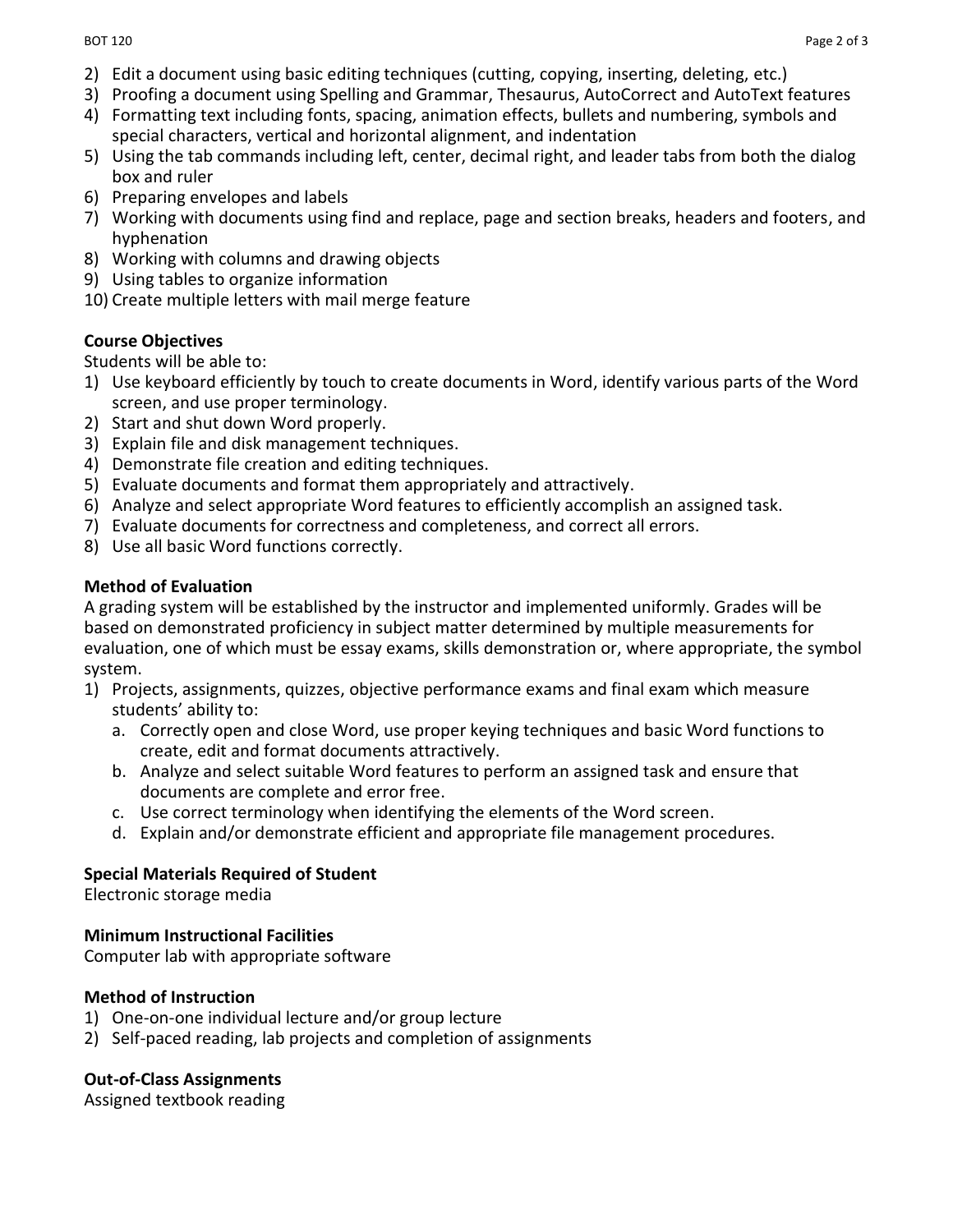2) Edit a document using basic editing techniques (cutting, copying, inserting, deleting, etc.)
3) Proofing a document using Spelling and Grammar, Thesaurus, AutoCorrect and AutoText features
4) Formatting text including fonts, spacing, animation effects, bullets and numbering, symbols and special characters, vertical and horizontal alignment, and indentation
5) Using the tab commands including left, center, decimal right, and leader tabs from both the dialog box and ruler
6) Preparing envelopes and labels
7) Working with documents using find and replace, page and section breaks, headers and footers, and hyphenation
8) Working with columns and drawing objects
9) Using tables to organize information
10) Create multiple letters with mail merge feature

**Course Objectives**

Students will be able to:

1) Use keyboard efficiently by touch to create documents in Word, identify various parts of the Word screen, and use proper terminology.
2) Start and shut down Word properly.
3) Explain file and disk management techniques.
4) Demonstrate file creation and editing techniques.
5) Evaluate documents and format them appropriately and attractively.
6) Analyze and select appropriate Word features to efficiently accomplish an assigned task.
7) Evaluate documents for correctness and completeness, and correct all errors.
8) Use all basic Word functions correctly.

**Method of Evaluation**

A grading system will be established by the instructor and implemented uniformly. Grades will be based on demonstrated proficiency in subject matter determined by multiple measurements for evaluation, one of which must be essay exams, skills demonstration or, where appropriate, the symbol system.

1) Projects, assignments, quizzes, objective performance exams and final exam which measure students' ability to:
   a. Correctly open and close Word, use proper keying techniques and basic Word functions to create, edit and format documents attractively.
   b. Analyze and select suitable Word features to perform an assigned task and ensure that documents are complete and error free.
   c. Use correct terminology when identifying the elements of the Word screen.
   d. Explain and/or demonstrate efficient and appropriate file management procedures.

**Special Materials Required of Student**

Electronic storage media

**Minimum Instructional Facilities**

Computer lab with appropriate software

**Method of Instruction**

1) One-on-one individual lecture and/or group lecture
2) Self-paced reading, lab projects and completion of assignments

**Out-of-Class Assignments**

Assigned textbook reading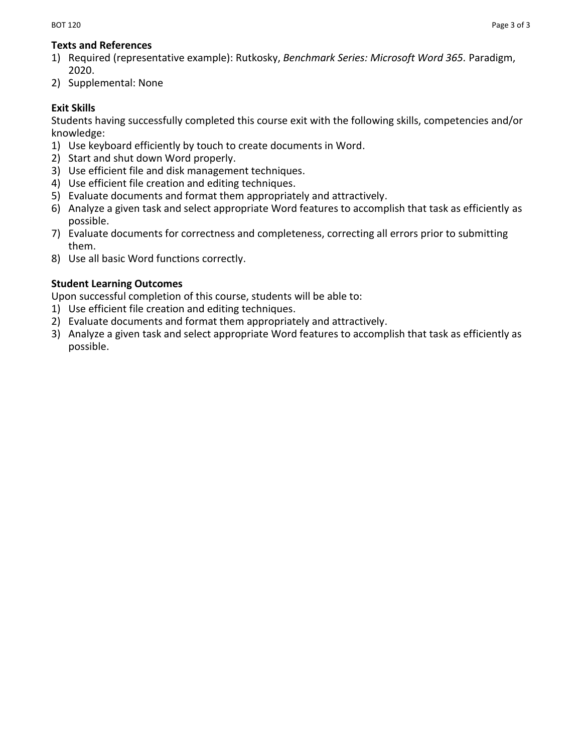**Texts and References**

1) Required (representative example): Rutkosky, *Benchmark Series: Microsoft Word 365.* Paradigm, 2020.
2) Supplemental: None

**Exit Skills**

Students having successfully completed this course exit with the following skills, competencies and/or knowledge:

1) Use keyboard efficiently by touch to create documents in Word.
2) Start and shut down Word properly.
3) Use efficient file and disk management techniques.
4) Use efficient file creation and editing techniques.
5) Evaluate documents and format them appropriately and attractively.
6) Analyze a given task and select appropriate Word features to accomplish that task as efficiently as possible.
7) Evaluate documents for correctness and completeness, correcting all errors prior to submitting them.
8) Use all basic Word functions correctly.

**Student Learning Outcomes**

Upon successful completion of this course, students will be able to:

1) Use efficient file creation and editing techniques.
2) Evaluate documents and format them appropriately and attractively.
3) Analyze a given task and select appropriate Word features to accomplish that task as efficiently as possible.